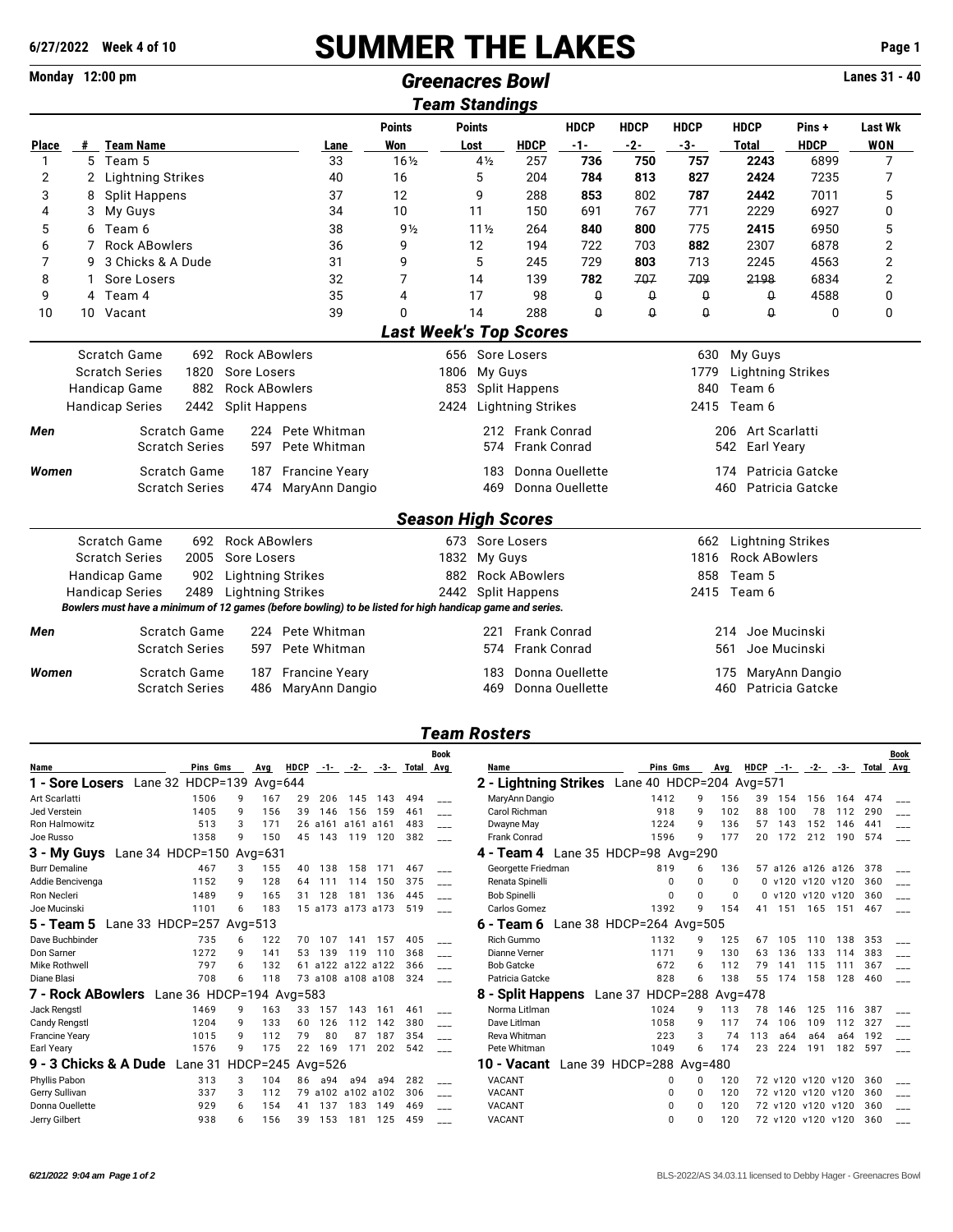6/27/2022 Week 4 of 10

# SUMMER THE LAKES

Monday 12:00 pm

## Greenacres Bowl

Lanes 31 - 40

## Team Standings

| Place | # | Team Name | Lane | Points Won | Points Lost | HDCP | HDCP -1- | HDCP -2- | HDCP -3- | HDCP Total | Pins + HDCP | Last Wk WON |
|---|---|---|---|---|---|---|---|---|---|---|---|---|
| 1 | 5 | Team 5 | 33 | 16½ | 4½ | 257 | **736** | **750** | **757** | **2243** | 6899 | 7 |
| 2 | 2 | Lightning Strikes | 40 | 16 | 5 | 204 | **784** | **813** | **827** | **2424** | 7235 | 7 |
| 3 | 8 | Split Happens | 37 | 12 | 9 | 288 | **853** | 802 | 787 | **2442** | 7011 | 5 |
| 4 | 3 | My Guys | 34 | 10 | 11 | 150 | 691 | 767 | 771 | 2229 | 6927 | 0 |
| 5 | 6 | Team 6 | 38 | 9½ | 11½ | 264 | **840** | **800** | 775 | **2415** | 6950 | 5 |
| 6 | 7 | Rock ABowlers | 36 | 9 | 12 | 194 | 722 | 703 | **882** | 2307 | 6878 | 2 |
| 7 | 9 | 3 Chicks & A Dude | 31 | 9 | 5 | 245 | 729 | **803** | 713 | 2245 | 4563 | 2 |
| 8 | 1 | Sore Losers | 32 | 7 | 14 | 139 | **782** | ~~707~~ | ~~709~~ | ~~2198~~ | 6834 | 2 |
| 9 | 4 | Team 4 | 35 | 4 | 17 | 98 | ~~0~~ | ~~0~~ | ~~0~~ | ~~0~~ | 4588 | 0 |
| 10 | 10 | Vacant | 39 | 0 | 14 | 288 | ~~0~~ | ~~0~~ | ~~0~~ | ~~0~~ | 0 | 0 |

## Last Week's Top Scores

| | | | | | | |
|---|---|---|---|---|---|---|
| Scratch Game | 692 | Rock ABowlers | 656 | Sore Losers | 630 | My Guys |
| Scratch Series | 1820 | Sore Losers | 1806 | My Guys | 1779 | Lightning Strikes |
| Handicap Game | 882 | Rock ABowlers | 853 | Split Happens | 840 | Team 6 |
| Handicap Series | 2442 | Split Happens | 2424 | Lightning Strikes | 2415 | Team 6 |

| | | | | | | | |
|---|---|---|---|---|---|---|---|
| **Men** | Scratch Game | 224 | Pete Whitman | 212 | Frank Conrad | 206 | Art Scarlatti |
| | Scratch Series | 597 | Pete Whitman | 574 | Frank Conrad | 542 | Earl Yeary |
| **Women** | Scratch Game | 187 | Francine Yeary | 183 | Donna Ouellette | 174 | Patricia Gatcke |
| | Scratch Series | 474 | MaryAnn Dangio | 469 | Donna Ouellette | 460 | Patricia Gatcke |

## Season High Scores

| | | | | | | |
|---|---|---|---|---|---|---|
| Scratch Game | 692 | Rock ABowlers | 673 | Sore Losers | 662 | Lightning Strikes |
| Scratch Series | 2005 | Sore Losers | 1832 | My Guys | 1816 | Rock ABowlers |
| Handicap Game | 902 | Lightning Strikes | 882 | Rock ABowlers | 858 | Team 5 |
| Handicap Series | 2489 | Lightning Strikes | 2442 | Split Happens | 2415 | Team 6 |

*Bowlers must have a minimum of 12 games (before bowling) to be listed for high handicap game and series.*

| | | | | | | | |
|---|---|---|---|---|---|---|---|
| **Men** | Scratch Game | 224 | Pete Whitman | 221 | Frank Conrad | 214 | Joe Mucinski |
| | Scratch Series | 597 | Pete Whitman | 574 | Frank Conrad | 561 | Joe Mucinski |
| **Women** | Scratch Game | 187 | Francine Yeary | 183 | Donna Ouellette | 175 | MaryAnn Dangio |
| | Scratch Series | 486 | MaryAnn Dangio | 469 | Donna Ouellette | 460 | Patricia Gatcke |

## Team Rosters

| Name | Pins | Gms | Avg | HDCP | -1- | -2- | -3- | Total | Book Avg |
|---|---|---|---|---|---|---|---|---|---|
| **1 - Sore Losers** Lane 32 HDCP=139 Avg=644 | | | | | | | | | |
| Art Scarlatti | 1506 | 9 | 167 | 29 | 206 | 145 | 143 | 494 | ___ |
| Jed Verstein | 1405 | 9 | 156 | 39 | 146 | 156 | 159 | 461 | ___ |
| Ron Halmowitz | 513 | 3 | 171 | 26 | a161 | a161 | a161 | 483 | ___ |
| Joe Russo | 1358 | 9 | 150 | 45 | 143 | 119 | 120 | 382 | ___ |
| **3 - My Guys** Lane 34 HDCP=150 Avg=631 | | | | | | | | | |
| Burr Demaline | 467 | 3 | 155 | 40 | 138 | 158 | 171 | 467 | ___ |
| Addie Bencivenga | 1152 | 9 | 128 | 64 | 111 | 114 | 150 | 375 | ___ |
| Ron Necleri | 1489 | 9 | 165 | 31 | 128 | 181 | 136 | 445 | ___ |
| Joe Mucinski | 1101 | 6 | 183 | 15 | a173 | a173 | a173 | 519 | ___ |
| **5 - Team 5** Lane 33 HDCP=257 Avg=513 | | | | | | | | | |
| Dave Buchbinder | 735 | 6 | 122 | 70 | 107 | 141 | 157 | 405 | ___ |
| Don Sarner | 1272 | 9 | 141 | 53 | 139 | 119 | 110 | 368 | ___ |
| Mike Rothwell | 797 | 6 | 132 | 61 | a122 | a122 | a122 | 366 | ___ |
| Diane Blasi | 708 | 6 | 118 | 73 | a108 | a108 | a108 | 324 | ___ |
| **7 - Rock ABowlers** Lane 36 HDCP=194 Avg=583 | | | | | | | | | |
| Jack Rengstl | 1469 | 9 | 163 | 33 | 157 | 143 | 161 | 461 | ___ |
| Candy Rengstl | 1204 | 9 | 133 | 60 | 126 | 112 | 142 | 380 | ___ |
| Francine Yeary | 1015 | 9 | 112 | 79 | 80 | 87 | 187 | 354 | ___ |
| Earl Yeary | 1576 | 9 | 175 | 22 | 169 | 171 | 202 | 542 | ___ |
| **9 - 3 Chicks & A Dude** Lane 31 HDCP=245 Avg=526 | | | | | | | | | |
| Phyllis Pabon | 313 | 3 | 104 | 86 | a94 | a94 | a94 | 282 | ___ |
| Gerry Sullivan | 337 | 3 | 112 | 79 | a102 | a102 | a102 | 306 | ___ |
| Donna Ouellette | 929 | 6 | 154 | 41 | 137 | 183 | 149 | 469 | ___ |
| Jerry Gilbert | 938 | 6 | 156 | 39 | 153 | 181 | 125 | 459 | ___ |

| Name | Pins | Gms | Avg | HDCP | -1- | -2- | -3- | Total | Book Avg |
|---|---|---|---|---|---|---|---|---|---|
| **2 - Lightning Strikes** Lane 40 HDCP=204 Avg=571 | | | | | | | | | |
| MaryAnn Dangio | 1412 | 9 | 156 | 39 | 154 | 156 | 164 | 474 | ___ |
| Carol Richman | 918 | 9 | 102 | 88 | 100 | 78 | 112 | 290 | ___ |
| Dwayne May | 1224 | 9 | 136 | 57 | 143 | 152 | 146 | 441 | ___ |
| Frank Conrad | 1596 | 9 | 177 | 20 | 172 | 212 | 190 | 574 | ___ |
| **4 - Team 4** Lane 35 HDCP=98 Avg=290 | | | | | | | | | |
| Georgette Friedman | 819 | 6 | 136 | 57 | a126 | a126 | a126 | 378 | ___ |
| Renata Spinelli | 0 | 0 | 0 | 0 | v120 | v120 | v120 | 360 | ___ |
| Bob Spinelli | 0 | 0 | 0 | 0 | v120 | v120 | v120 | 360 | ___ |
| Carlos Gomez | 1392 | 9 | 154 | 41 | 151 | 165 | 151 | 467 | ___ |
| **6 - Team 6** Lane 38 HDCP=264 Avg=505 | | | | | | | | | |
| Rich Gummo | 1132 | 9 | 125 | 67 | 105 | 110 | 138 | 353 | ___ |
| Dianne Verner | 1171 | 9 | 130 | 63 | 136 | 133 | 114 | 383 | ___ |
| Bob Gatcke | 672 | 6 | 112 | 79 | 141 | 115 | 111 | 367 | ___ |
| Patricia Gatcke | 828 | 6 | 138 | 55 | 174 | 158 | 128 | 460 | ___ |
| **8 - Split Happens** Lane 37 HDCP=288 Avg=478 | | | | | | | | | |
| Norma Litlman | 1024 | 9 | 113 | 78 | 146 | 125 | 116 | 387 | ___ |
| Dave Litlman | 1058 | 9 | 117 | 74 | 106 | 109 | 112 | 327 | ___ |
| Reva Whitman | 223 | 3 | 74 | 113 | a64 | a64 | a64 | 192 | ___ |
| Pete Whitman | 1049 | 6 | 174 | 23 | 224 | 191 | 182 | 597 | ___ |
| **10 - Vacant** Lane 39 HDCP=288 Avg=480 | | | | | | | | | |
| VACANT | 0 | 0 | 120 | 72 | v120 | v120 | v120 | 360 | ___ |
| VACANT | 0 | 0 | 120 | 72 | v120 | v120 | v120 | 360 | ___ |
| VACANT | 0 | 0 | 120 | 72 | v120 | v120 | v120 | 360 | ___ |
| VACANT | 0 | 0 | 120 | 72 | v120 | v120 | v120 | 360 | ___ |

*6/21/2022 9:04 am*

BLS-2022/AS 34.03.11 licensed to Debby Hager - Greenacres Bowl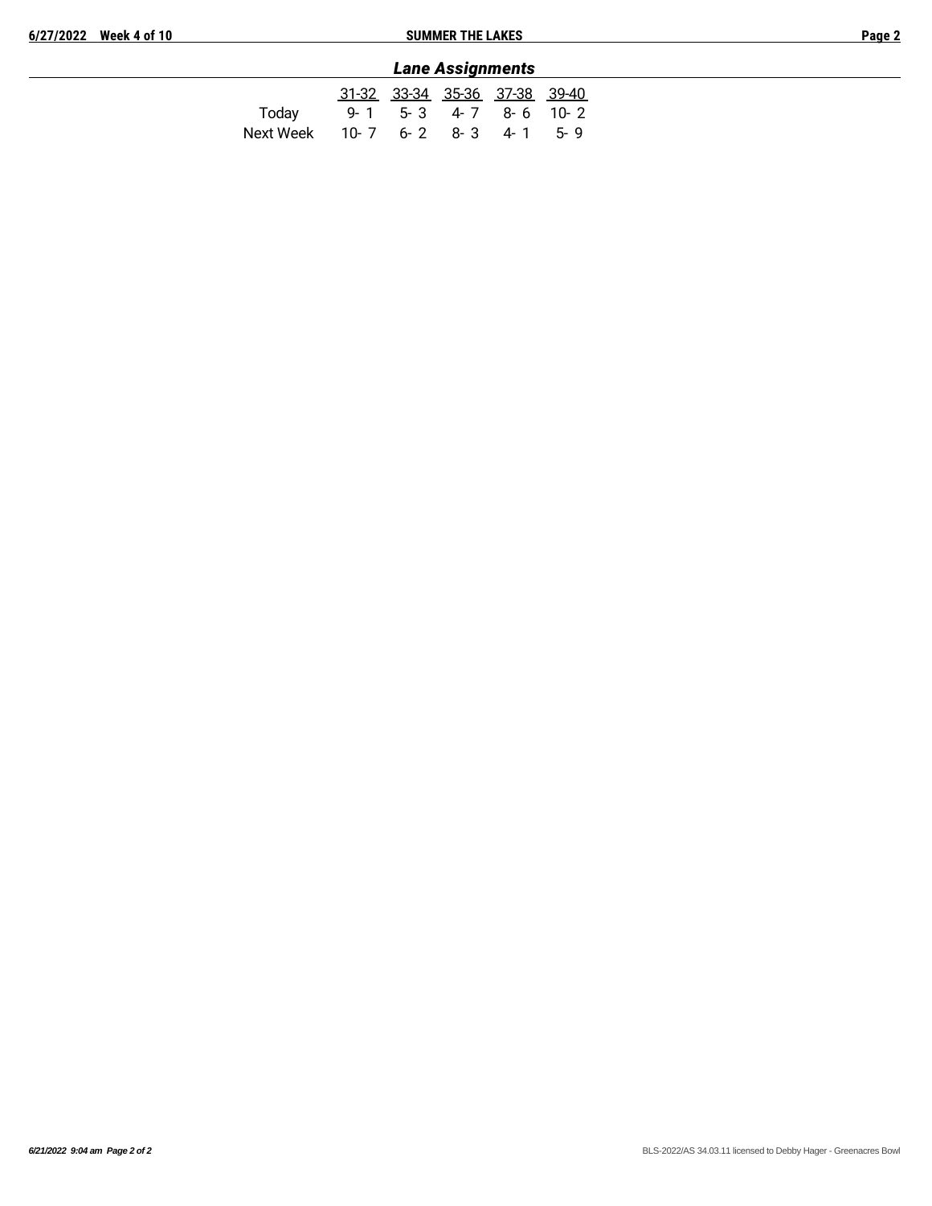## *Lane Assignments*

| | 31-32 | 33-34 | 35-36 | 37-38 | 39-40 |
|---|---|---|---|---|---|
| Today | 9- 1 | 5- 3 | 4- 7 | 8- 6 | 10- 2 |
| Next Week | 10- 7 | 6- 2 | 8- 3 | 4- 1 | 5- 9 |